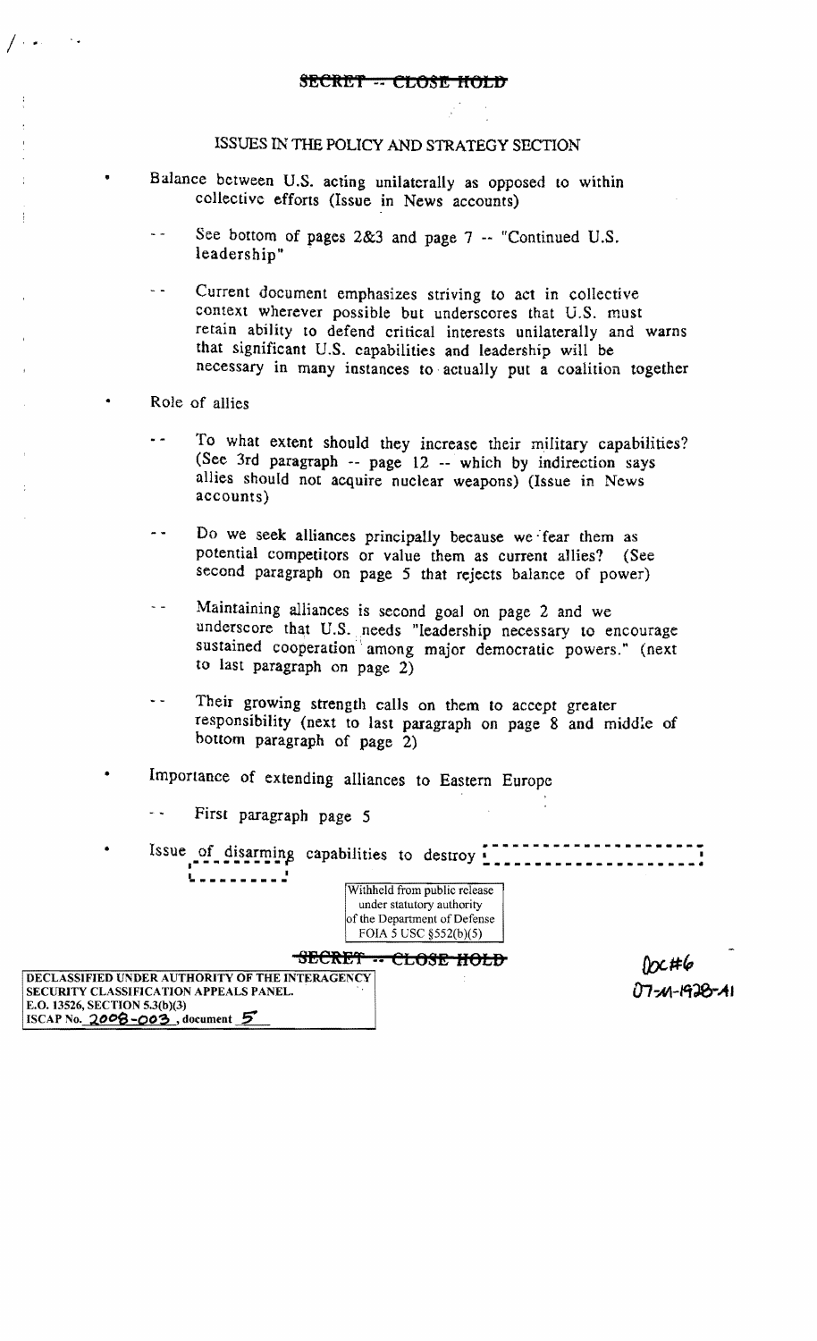~~SECRET -- CLOSE HOLD~~

## ISSUES IN THE POLICY AND STRATEGY SECTION

- Balance between U.S. acting unilaterally as opposed to within collective efforts (Issue in News accounts)
  - -- See bottom of pages 2&3 and page 7 -- "Continued U.S. leadership"
  - -- Current document emphasizes striving to act in collective context wherever possible but underscores that U.S. must retain ability to defend critical interests unilaterally and warns that significant U.S. capabilities and leadership will be necessary in many instances to actually put a coalition together
- Role of allies
  - -- To what extent should they increase their military capabilities? (See 3rd paragraph -- page 12 -- which by indirection says allies should not acquire nuclear weapons) (Issue in News accounts)
  - -- Do we seek alliances principally because we fear them as potential competitors or value them as current allies? (See second paragraph on page 5 that rejects balance of power)
  - -- Maintaining alliances is second goal on page 2 and we underscore that U.S. needs "leadership necessary to encourage sustained cooperation among major democratic powers." (next to last paragraph on page 2)
  - -- Their growing strength calls on them to accept greater responsibility (next to last paragraph on page 8 and middle of bottom paragraph of page 2)
- Importance of extending alliances to Eastern Europe
  - -- First paragraph page 5
- Issue of disarming capabilities to destroy [redacted]

Withheld from public release under statutory authority of the Department of Defense FOIA 5 USC §552(b)(5)

~~SECRET -- CLOSE HOLD~~

DECLASSIFIED UNDER AUTHORITY OF THE INTERAGENCY SECURITY CLASSIFICATION APPEALS PANEL.
E.O. 13526, SECTION 5.3(b)(3)
ISCAP No. 2008-003, document 5

Doc#6
07-M-1928-A1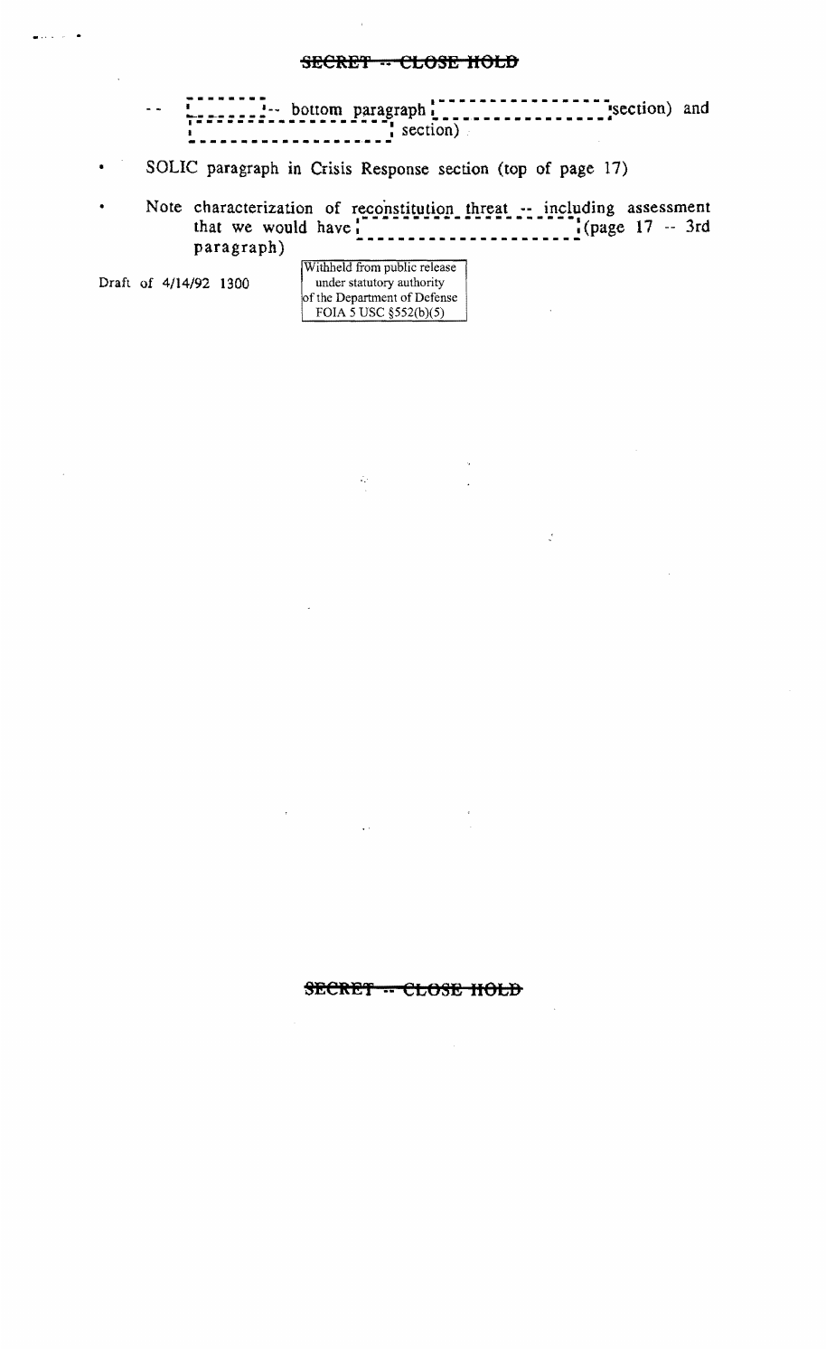-- [ ] -- bottom paragraph [ ] section) and [ ] section)

- SOLIC paragraph in Crisis Response section (top of page 17)

- Note characterization of reconstitution threat -- including assessment that we would have [ ] (page 17 -- 3rd paragraph)

Draft of 4/14/92 1300

Withheld from public release under statutory authority of the Department of Defense FOIA 5 USC §552(b)(5)